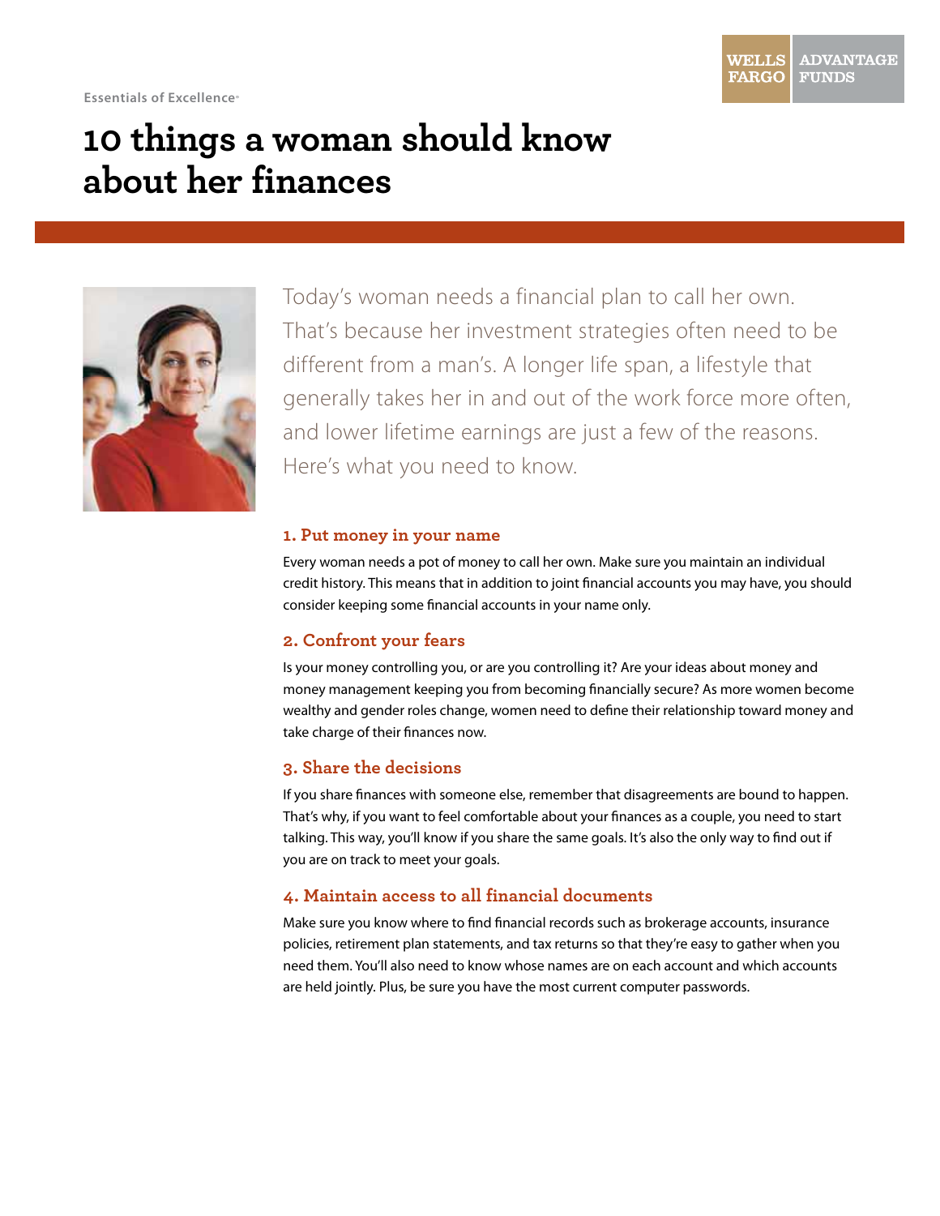Essentials of Excellence®

WELLS FARGO | ADVANTAGE FUNDS

# 10 things a woman should know about her finances

Today's woman needs a financial plan to call her own. That's because her investment strategies often need to be different from a man's. A longer life span, a lifestyle that generally takes her in and out of the work force more often, and lower lifetime earnings are just a few of the reasons. Here's what you need to know.

## 1. Put money in your name

Every woman needs a pot of money to call her own. Make sure you maintain an individual credit history. This means that in addition to joint financial accounts you may have, you should consider keeping some financial accounts in your name only.

## 2. Confront your fears

Is your money controlling you, or are you controlling it? Are your ideas about money and money management keeping you from becoming financially secure? As more women become wealthy and gender roles change, women need to define their relationship toward money and take charge of their finances now.

## 3. Share the decisions

If you share finances with someone else, remember that disagreements are bound to happen. That's why, if you want to feel comfortable about your finances as a couple, you need to start talking. This way, you'll know if you share the same goals. It's also the only way to find out if you are on track to meet your goals.

## 4. Maintain access to all financial documents

Make sure you know where to find financial records such as brokerage accounts, insurance policies, retirement plan statements, and tax returns so that they're easy to gather when you need them. You'll also need to know whose names are on each account and which accounts are held jointly. Plus, be sure you have the most current computer passwords.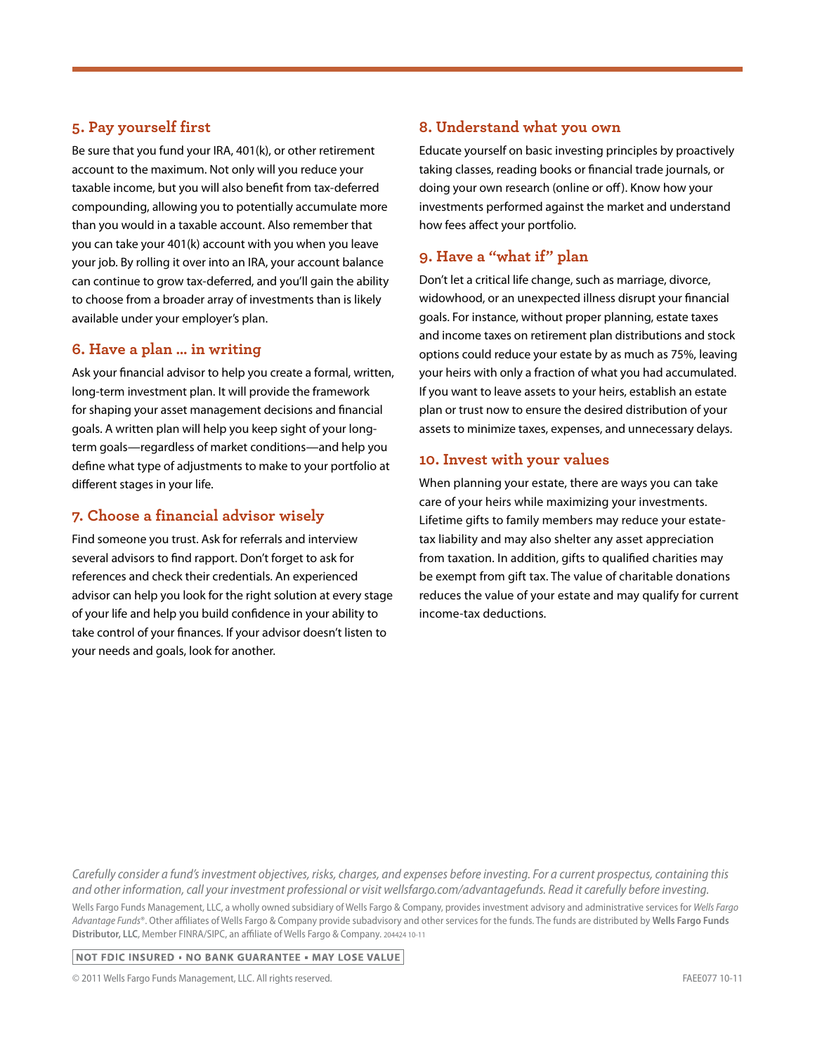## 5. Pay yourself first

Be sure that you fund your IRA, 401(k), or other retirement account to the maximum. Not only will you reduce your taxable income, but you will also benefit from tax-deferred compounding, allowing you to potentially accumulate more than you would in a taxable account. Also remember that you can take your 401(k) account with you when you leave your job. By rolling it over into an IRA, your account balance can continue to grow tax-deferred, and you'll gain the ability to choose from a broader array of investments than is likely available under your employer's plan.

## 6. Have a plan ... in writing

Ask your financial advisor to help you create a formal, written, long-term investment plan. It will provide the framework for shaping your asset management decisions and financial goals. A written plan will help you keep sight of your long-term goals—regardless of market conditions—and help you define what type of adjustments to make to your portfolio at different stages in your life.

## 7. Choose a financial advisor wisely

Find someone you trust. Ask for referrals and interview several advisors to find rapport. Don't forget to ask for references and check their credentials. An experienced advisor can help you look for the right solution at every stage of your life and help you build confidence in your ability to take control of your finances. If your advisor doesn't listen to your needs and goals, look for another.

## 8. Understand what you own

Educate yourself on basic investing principles by proactively taking classes, reading books or financial trade journals, or doing your own research (online or off). Know how your investments performed against the market and understand how fees affect your portfolio.

## 9. Have a "what if" plan

Don't let a critical life change, such as marriage, divorce, widowhood, or an unexpected illness disrupt your financial goals. For instance, without proper planning, estate taxes and income taxes on retirement plan distributions and stock options could reduce your estate by as much as 75%, leaving your heirs with only a fraction of what you had accumulated. If you want to leave assets to your heirs, establish an estate plan or trust now to ensure the desired distribution of your assets to minimize taxes, expenses, and unnecessary delays.

## 10. Invest with your values

When planning your estate, there are ways you can take care of your heirs while maximizing your investments. Lifetime gifts to family members may reduce your estate-tax liability and may also shelter any asset appreciation from taxation. In addition, gifts to qualified charities may be exempt from gift tax. The value of charitable donations reduces the value of your estate and may qualify for current income-tax deductions.

*Carefully consider a fund's investment objectives, risks, charges, and expenses before investing. For a current prospectus, containing this and other information, call your investment professional or visit wellsfargo.com/advantagefunds. Read it carefully before investing.*

Wells Fargo Funds Management, LLC, a wholly owned subsidiary of Wells Fargo & Company, provides investment advisory and administrative services for *Wells Fargo Advantage Funds*®. Other affiliates of Wells Fargo & Company provide subadvisory and other services for the funds. The funds are distributed by **Wells Fargo Funds Distributor, LLC**, Member FINRA/SIPC, an affiliate of Wells Fargo & Company. 204424 10-11

**NOT FDIC INSURED ▪ NO BANK GUARANTEE ▪ MAY LOSE VALUE**

© 2011 Wells Fargo Funds Management, LLC. All rights reserved.

FAEE077 10-11